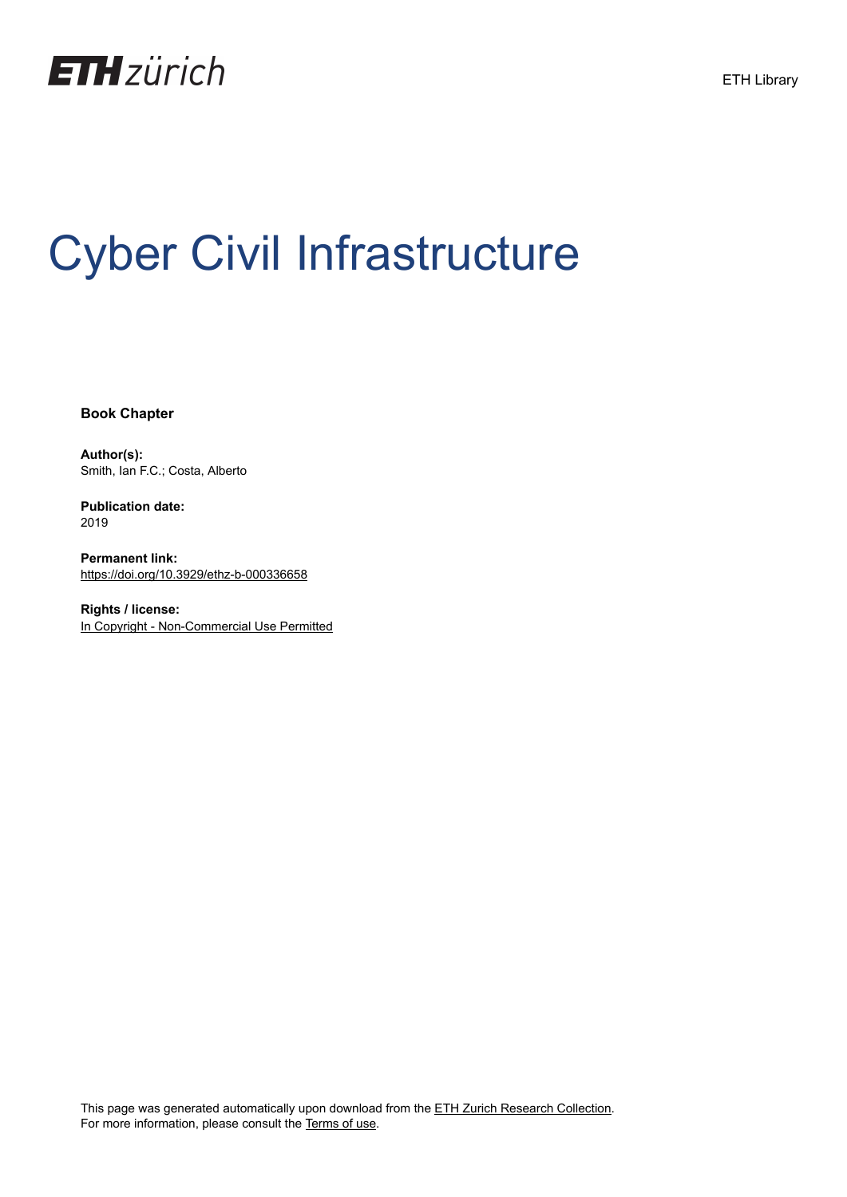ETH Library

# Cyber Civil Infrastructure

**Book Chapter**

**Author(s):**
Smith, Ian F.C.; Costa, Alberto

**Publication date:**
2019

**Permanent link:**
https://doi.org/10.3929/ethz-b-000336658

**Rights / license:**
In Copyright - Non-Commercial Use Permitted

This page was generated automatically upon download from the ETH Zurich Research Collection.
For more information, please consult the Terms of use.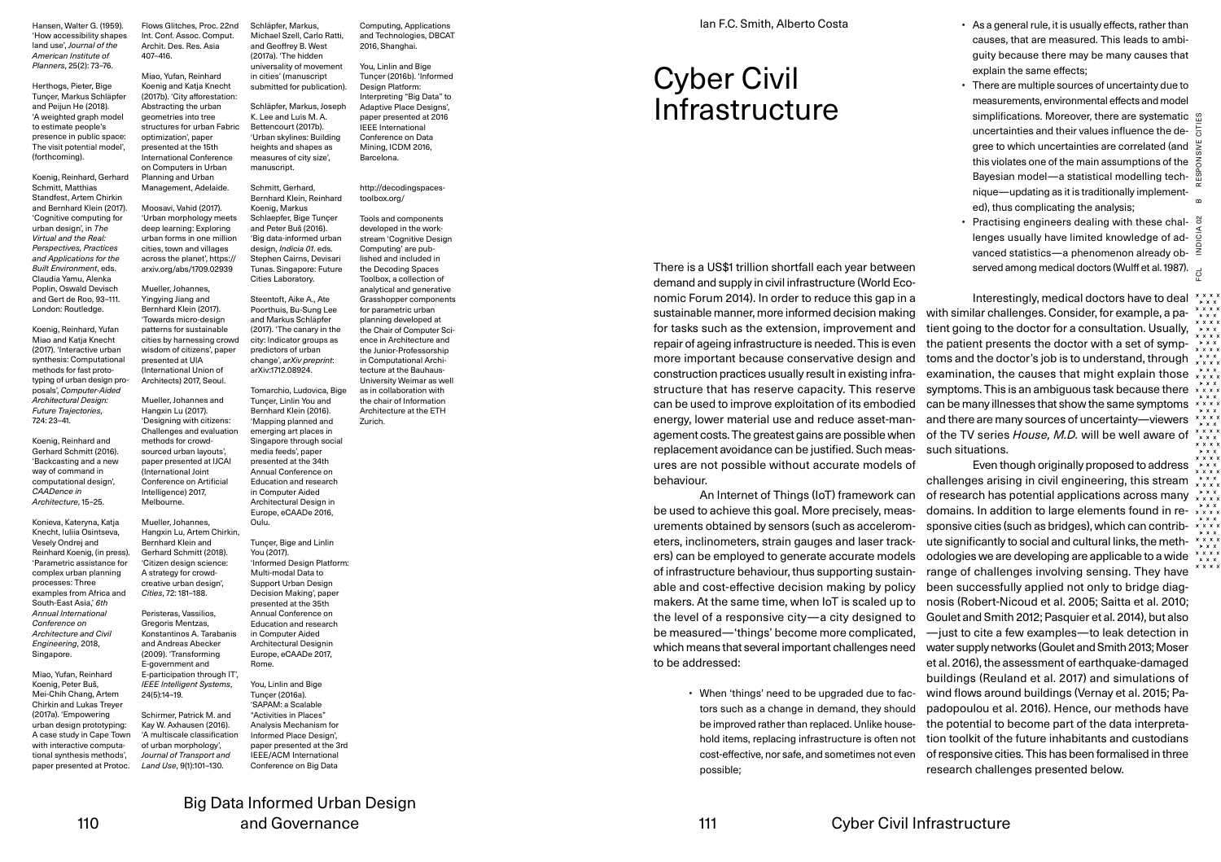Hansen, Walter G. (1959). 'How accessibility shapes land use', *Journal of the American Institute of Planners*, 25(2): 73–76.

Herthogs, Pieter, Bige Tunçer, Markus Schläpfer and Peijun He (2018). 'A weighted graph model to estimate people's presence in public space: The visit potential model', (forthcoming).

Koenig, Reinhard, Gerhard Schmitt, Matthias Standfest, Artem Chirkin and Bernhard Klein (2017). 'Cognitive computing for urban design', in *The Virtual and the Real: Perspectives, Practices and Applications for the Built Environment*, eds. Claudia Yamu, Alenka Poplin, Oswald Devisch and Gert de Roo, 93–111. London: Routledge.

Koenig, Reinhard, Yufan Miao and Katja Knecht (2017). 'Interactive urban synthesis: Computational methods for fast prototyping of urban design proposals', *Computer-Aided Architectural Design: Future Trajectories*, 724: 23–41.

Koenig, Reinhard and Gerhard Schmitt (2016). 'Backcasting and a new way of command in computational design', *CAADence in Architecture*, 15–25.

Konieva, Kateryna, Katja Knecht, Iuliia Osintseva, Vesely Ondrej and Reinhard Koenig, (in press). 'Parametric assistance for complex urban planning processes: Three examples from Africa and South-East Asia,' *6th Annual International Conference on Architecture and Civil Engineering*, 2018, Singapore.

Miao, Yufan, Reinhard Koenig, Peter Buš, Mei-Chih Chang, Artem Chirkin and Lukas Treyer (2017a). 'Empowering urban design prototyping: A case study in Cape Town with interactive computational synthesis methods', paper presented at Protoc. Flows Glitches, Proc. 22nd Int. Conf. Assoc. Comput. Archit. Des. Res. Asia 407–416.

Miao, Yufan, Reinhard Koenig and Katja Knecht (2017b). 'City afforestation: Abstracting the urban geometries into tree structures for urban Fabric optimization', paper presented at the 15th International Conference on Computers in Urban Planning and Urban Management, Adelaide.

Moosavi, Vahid (2017). 'Urban morphology meets deep learning: Exploring urban forms in one million cities, town and villages across the planet', https://arxiv.org/abs/1709.02939

Mueller, Johannes, Yingying Jiang and Bernhard Klein (2017). 'Towards micro-design patterns for sustainable cities by harnessing crowd wisdom of citizens', paper presented at UIA (International Union of Architects) 2017, Seoul.

Mueller, Johannes and Hangxin Lu (2017). 'Designing with citizens: Challenges and evaluation methods for crowd-sourced urban layouts', paper presented at IJCAI (International Joint Conference on Artificial Intelligence) 2017, Melbourne.

Mueller, Johannes, Hangxin Lu, Artem Chirkin, Bernhard Klein and Gerhard Schmitt (2018). 'Citizen design science: A strategy for crowd-creative urban design', *Cities*, 72: 181–188.

Peristeras, Vassilios, Gregoris Mentzas, Konstantinos A. Tarabanis and Andreas Abecker (2009). 'Transforming E-government and E-participation through IT', *IEEE Intelligent Systems*, 24(5):14–19.

Schirmer, Patrick M. and Kay W. Axhausen (2016). 'A multiscale classification of urban morphology', *Journal of Transport and Land Use*, 9(1):101–130.

Schläpfer, Markus, Michael Szell, Carlo Ratti, and Geoffrey B. West (2017a). 'The hidden universality of movement in cities' (manuscript submitted for publication).

Schläpfer, Markus, Joseph K. Lee and Luis M. A. Bettencourt (2017b). 'Urban skylines: Building heights and shapes as measures of city size', manuscript.

Schmitt, Gerhard, Bernhard Klein, Reinhard Koenig, Markus Schlaepfer, Bige Tunçer and Peter Buš (2016). 'Big data-informed urban design, *Indicia 01*. eds. Stephen Cairns, Devisari Tunas. Singapore: Future Cities Laboratory.

Steentoft, Aike A., Ate Poorthuis, Bu-Sung Lee and Markus Schläpfer (2017). 'The canary in the city: Indicator groups as predictors of urban change', *arXiv preprint*: arXiv:1712.08924.

Tomarchio, Ludovica, Bige Tunçer, Linlin You and Bernhard Klein (2016). 'Mapping planned and emerging art places in Singapore through social media feeds', paper presented at the 34th Annual Conference on Education and research in Computer Aided Architectural Design in Europe, eCAADe 2016, Oulu.

Tunçer, Bige and Linlin You (2017). 'Informed Design Platform: Multi-modal Data to Support Urban Design Decision Making', paper presented at the 35th Annual Conference on Education and research in Computer Aided Architectural Designin Europe, eCAADe 2017, Rome.

You, Linlin and Bige Tunçer (2016a). 'SAPAM: a Scalable "Activities in Places" Analysis Mechanism for Informed Place Design', paper presented at the 3rd IEEE/ACM International Conference on Big Data Computing, Applications and Technologies, DBCAT 2016, Shanghai.

You, Linlin and Bige Tunçer (2016b). 'Informed Design Platform: Interpreting "Big Data" to Adaptive Place Designs', paper presented at 2016 IEEE International Conference on Data Mining, ICDM 2016, Barcelona.

http://decodingspaces-toolbox.org/

Tools and components developed in the workstream 'Cognitive Design Computing' are published and included in the Decoding Spaces Toolbox, a collection of analytical and generative Grasshopper components for parametric urban planning developed at the Chair of Computer Science in Architecture and the Junior-Professorship in Computational Architecture at the Bauhaus-University Weimar as well as in collaboration with the chair of Information Architecture at the ETH Zurich.

Ian F.C. Smith, Alberto Costa

# Cyber Civil Infrastructure

There is a US$1 trillion shortfall each year between demand and supply in civil infrastructure (World Economic Forum 2014). In order to reduce this gap in a sustainable manner, more informed decision making for tasks such as the extension, improvement and repair of ageing infrastructure is needed. This is even more important because conservative design and construction practices usually result in existing infrastructure that has reserve capacity. This reserve can be used to improve exploitation of its embodied energy, lower material use and reduce asset-management costs. The greatest gains are possible when replacement avoidance can be justified. Such measures are not possible without accurate models of behaviour.

An Internet of Things (IoT) framework can be used to achieve this goal. More precisely, measurements obtained by sensors (such as accelerometers, inclinometers, strain gauges and laser trackers) can be employed to generate accurate models of infrastructure behaviour, thus supporting sustainable and cost-effective decision making by policy makers. At the same time, when IoT is scaled up to the level of a responsive city—a city designed to be measured—'things' become more complicated, which means that several important challenges need to be addressed:

- When 'things' need to be upgraded due to factors such as a change in demand, they should be improved rather than replaced. Unlike household items, replacing infrastructure is often not cost-effective, nor safe, and sometimes not even possible;
- As a general rule, it is usually effects, rather than causes, that are measured. This leads to ambiguity because there may be many causes that explain the same effects;
- There are multiple sources of uncertainty due to measurements, environmental effects and model simplifications. Moreover, there are systematic uncertainties and their values influence the degree to which uncertainties are correlated (and this violates one of the main assumptions of the Bayesian model—a statistical modelling technique—updating as it is traditionally implemented), thus complicating the analysis;
- Practising engineers dealing with these challenges usually have limited knowledge of advanced statistics—a phenomenon already observed among medical doctors (Wulff et al. 1987).

Interestingly, medical doctors have to deal with similar challenges. Consider, for example, a patient going to the doctor for a consultation. Usually, the patient presents the doctor with a set of symptoms and the doctor's job is to understand, through examination, the causes that might explain those symptoms. This is an ambiguous task because there can be many illnesses that show the same symptoms and there are many sources of uncertainty—viewers of the TV series *House, M.D.* will be well aware of such situations.

Even though originally proposed to address challenges arising in civil engineering, this stream of research has potential applications across many domains. In addition to large elements found in responsive cities (such as bridges), which can contribute significantly to social and cultural links, the methodologies we are developing are applicable to a wide range of challenges involving sensing. They have been successfully applied not only to bridge diagnosis (Robert-Nicoud et al. 2005; Saitta et al. 2010; Goulet and Smith 2012; Pasquier et al. 2014), but also —just to cite a few examples—to leak detection in water supply networks (Goulet and Smith 2013; Moser et al. 2016), the assessment of earthquake-damaged buildings (Reuland et al. 2017) and simulations of wind flows around buildings (Vernay et al. 2015; Papadopoulou et al. 2016). Hence, our methods have the potential to become part of the data interpretation toolkit of the future inhabitants and custodians of responsive cities. This has been formalised in three research challenges presented below.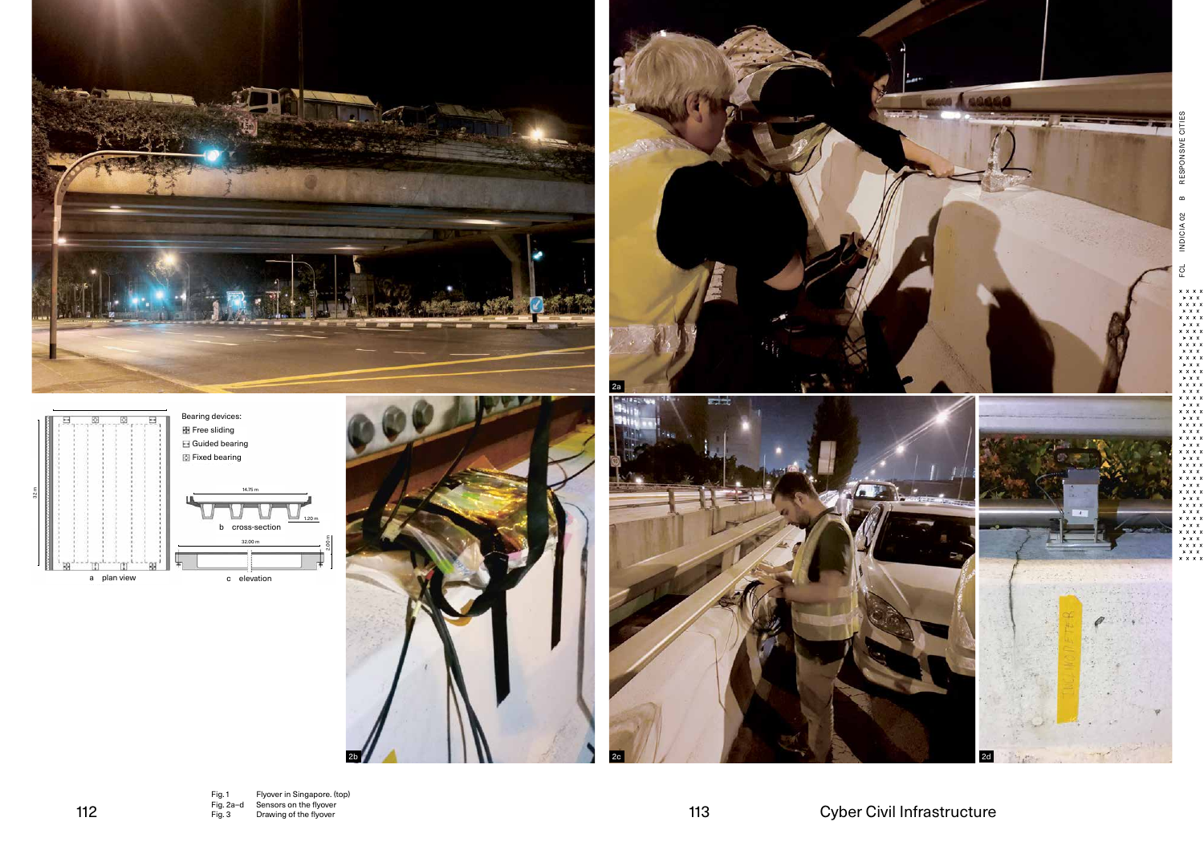Fig. 1 Flyover in Singapore. (top)
Fig. 2a–d Sensors on the flyover
Fig. 3 Drawing of the flyover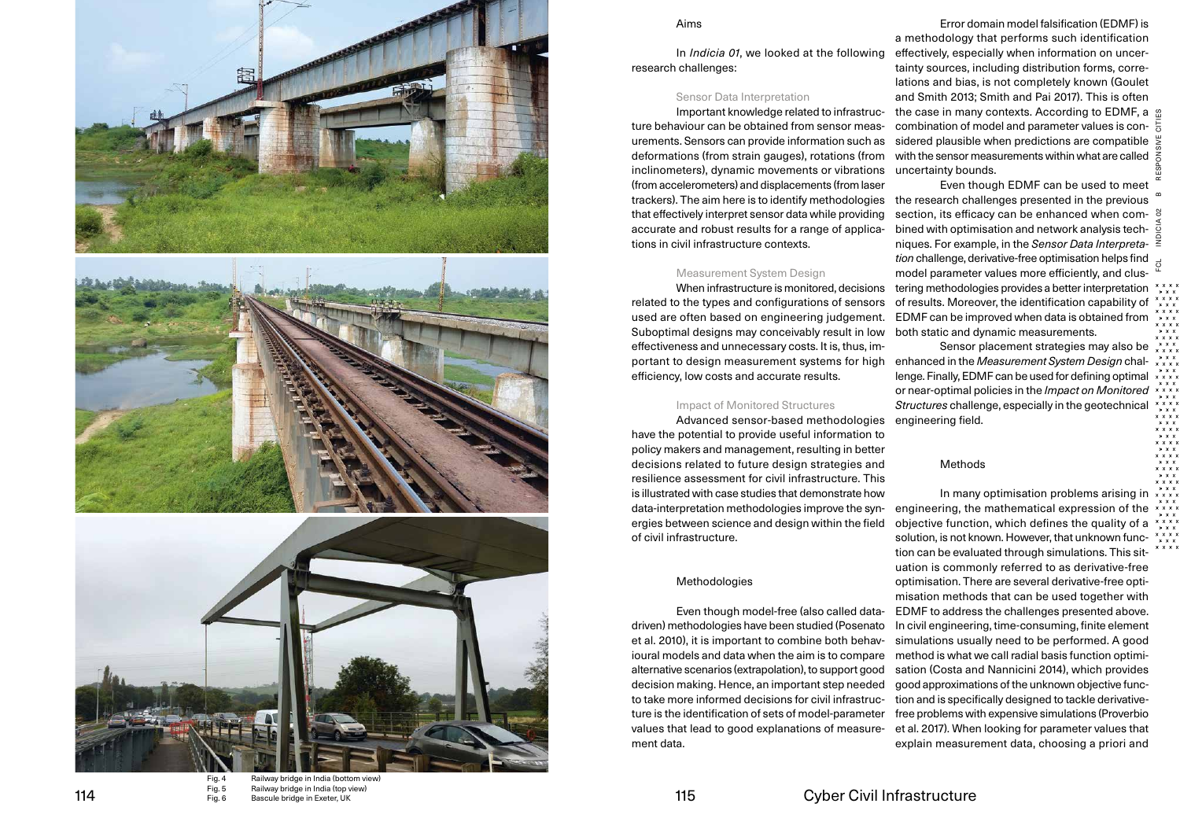Fig. 4 Railway bridge in India (bottom view)
Fig. 5 Railway bridge in India (top view)
Fig. 6 Bascule bridge in Exeter, UK

## Aims

In *Indicia 01*, we looked at the following research challenges:

### Sensor Data Interpretation

Important knowledge related to infrastructure behaviour can be obtained from sensor measurements. Sensors can provide information such as deformations (from strain gauges), rotations (from inclinometers), dynamic movements or vibrations (from accelerometers) and displacements (from laser trackers). The aim here is to identify methodologies that effectively interpret sensor data while providing accurate and robust results for a range of applications in civil infrastructure contexts.

### Measurement System Design

When infrastructure is monitored, decisions related to the types and configurations of sensors used are often based on engineering judgement. Suboptimal designs may conceivably result in low effectiveness and unnecessary costs. It is, thus, important to design measurement systems for high efficiency, low costs and accurate results.

### Impact of Monitored Structures

Advanced sensor-based methodologies have the potential to provide useful information to policy makers and management, resulting in better decisions related to future design strategies and resilience assessment for civil infrastructure. This is illustrated with case studies that demonstrate how data-interpretation methodologies improve the synergies between science and design within the field of civil infrastructure.

## Methodologies

Even though model-free (also called data-driven) methodologies have been studied (Posenato et al. 2010), it is important to combine both behavioural models and data when the aim is to compare alternative scenarios (extrapolation), to support good decision making. Hence, an important step needed to take more informed decisions for civil infrastructure is the identification of sets of model-parameter values that lead to good explanations of measurement data.

Error domain model falsification (EDMF) is a methodology that performs such identification effectively, especially when information on uncertainty sources, including distribution forms, correlations and bias, is not completely known (Goulet and Smith 2013; Smith and Pai 2017). This is often the case in many contexts. According to EDMF, a combination of model and parameter values is considered plausible when predictions are compatible with the sensor measurements within what are called uncertainty bounds.

Even though EDMF can be used to meet the research challenges presented in the previous section, its efficacy can be enhanced when combined with optimisation and network analysis techniques. For example, in the *Sensor Data Interpretation* challenge, derivative-free optimisation helps find model parameter values more efficiently, and clustering methodologies provides a better interpretation of results. Moreover, the identification capability of EDMF can be improved when data is obtained from both static and dynamic measurements.

Sensor placement strategies may also be enhanced in the *Measurement System Design* challenge. Finally, EDMF can be used for defining optimal or near-optimal policies in the *Impact on Monitored Structures* challenge, especially in the geotechnical engineering field.

## Methods

In many optimisation problems arising in engineering, the mathematical expression of the objective function, which defines the quality of a solution, is not known. However, that unknown function can be evaluated through simulations. This situation is commonly referred to as derivative-free optimisation. There are several derivative-free optimisation methods that can be used together with EDMF to address the challenges presented above. In civil engineering, time-consuming, finite element simulations usually need to be performed. A good method is what we call radial basis function optimisation (Costa and Nannicini 2014), which provides good approximations of the unknown objective function and is specifically designed to tackle derivative-free problems with expensive simulations (Proverbio et al. 2017). When looking for parameter values that explain measurement data, choosing a priori and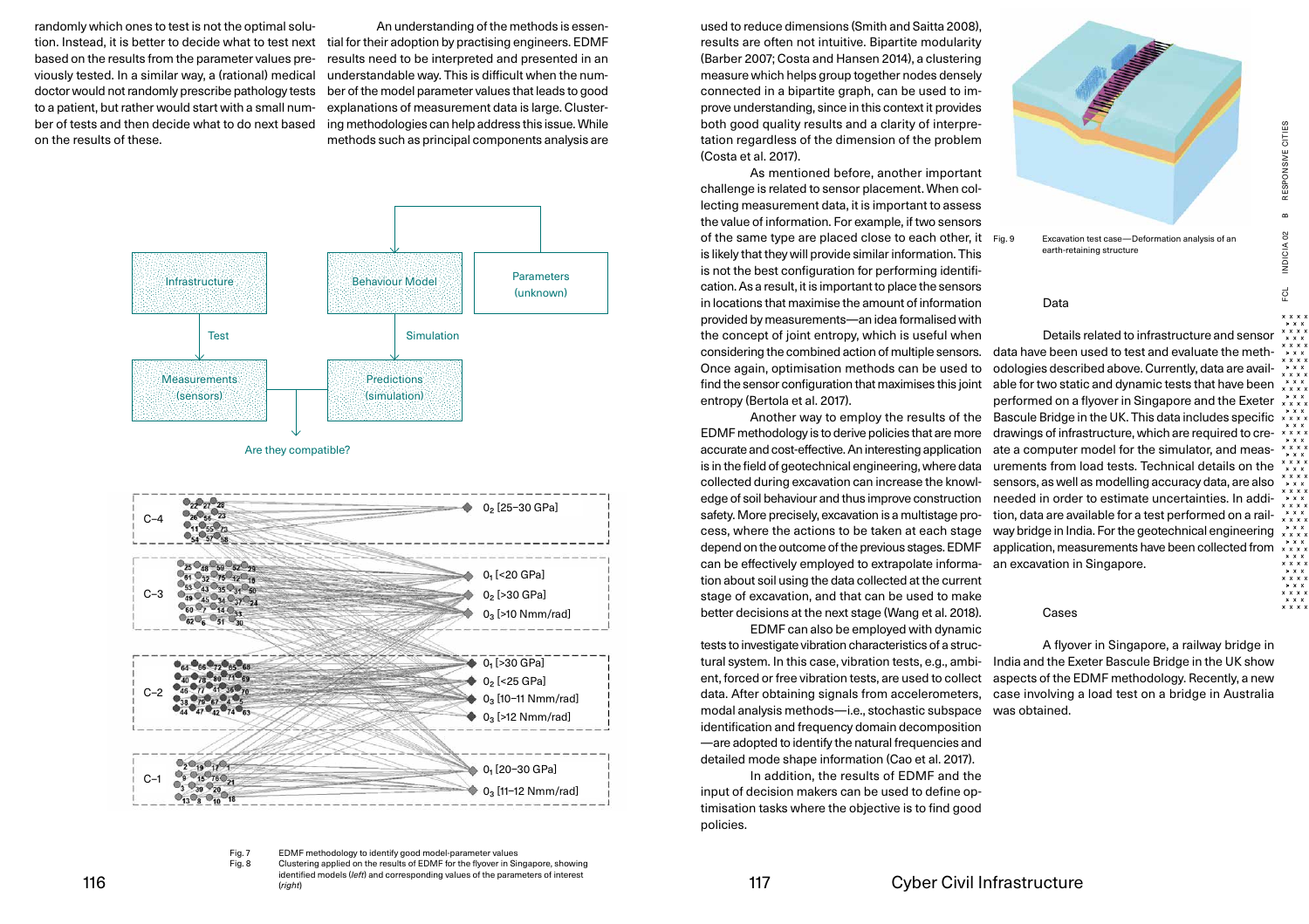randomly which ones to test is not the optimal solution. Instead, it is better to decide what to test next based on the results from the parameter values previously tested. In a similar way, a (rational) medical doctor would not randomly prescribe pathology tests to a patient, but rather would start with a small number of tests and then decide what to do next based on the results of these.

An understanding of the methods is essential for their adoption by practising engineers. EDMF results need to be interpreted and presented in an understandable way. This is difficult when the number of the model parameter values that leads to good explanations of measurement data is large. Clustering methodologies can help address this issue. While methods such as principal components analysis are used to reduce dimensions (Smith and Saitta 2008), results are often not intuitive. Bipartite modularity (Barber 2007; Costa and Hansen 2014), a clustering measure which helps group together nodes densely connected in a bipartite graph, can be used to improve understanding, since in this context it provides both good quality results and a clarity of interpretation regardless of the dimension of the problem (Costa et al. 2017).

Fig. 7 EDMF methodology to identify good model-parameter values

Fig. 8 Clustering applied on the results of EDMF for the flyover in Singapore, showing identified models (*left*) and corresponding values of the parameters of interest (*right*)

As mentioned before, another important challenge is related to sensor placement. When collecting measurement data, it is important to assess the value of information. For example, if two sensors of the same type are placed close to each other, it is likely that they will provide similar information. This is not the best configuration for performing identification. As a result, it is important to place the sensors in locations that maximise the amount of information provided by measurements—an idea formalised with the concept of joint entropy, which is useful when considering the combined action of multiple sensors. Once again, optimisation methods can be used to find the sensor configuration that maximises this joint entropy (Bertola et al. 2017).

Another way to employ the results of the EDMF methodology is to derive policies that are more accurate and cost-effective. An interesting application is in the field of geotechnical engineering, where data collected during excavation can increase the knowledge of soil behaviour and thus improve construction safety. More precisely, excavation is a multistage process, where the actions to be taken at each stage depend on the outcome of the previous stages. EDMF can be effectively employed to extrapolate information about soil using the data collected at the current stage of excavation, and that can be used to make better decisions at the next stage (Wang et al. 2018).

EDMF can also be employed with dynamic tests to investigate vibration characteristics of a structural system. In this case, vibration tests, e.g., ambient, forced or free vibration tests, are used to collect data. After obtaining signals from accelerometers, modal analysis methods—i.e., stochastic subspace identification and frequency domain decomposition—are adopted to identify the natural frequencies and detailed mode shape information (Cao et al. 2017).

In addition, the results of EDMF and the input of decision makers can be used to define optimisation tasks where the objective is to find good policies.

Fig. 9 Excavation test case—Deformation analysis of an earth-retaining structure

### Data

Details related to infrastructure and sensor data have been used to test and evaluate the methodologies described above. Currently, data are available for two static and dynamic tests that have been performed on a flyover in Singapore and the Exeter Bascule Bridge in the UK. This data includes specific drawings of infrastructure, which are required to create a computer model for the simulator, and measurements from load tests. Technical details on the sensors, as well as modelling accuracy data, are also needed in order to estimate uncertainties. In addition, data are available for a test performed on a railway bridge in India. For the geotechnical engineering application, measurements have been collected from an excavation in Singapore.

### Cases

A flyover in Singapore, a railway bridge in India and the Exeter Bascule Bridge in the UK show aspects of the EDMF methodology. Recently, a new case involving a load test on a bridge in Australia was obtained.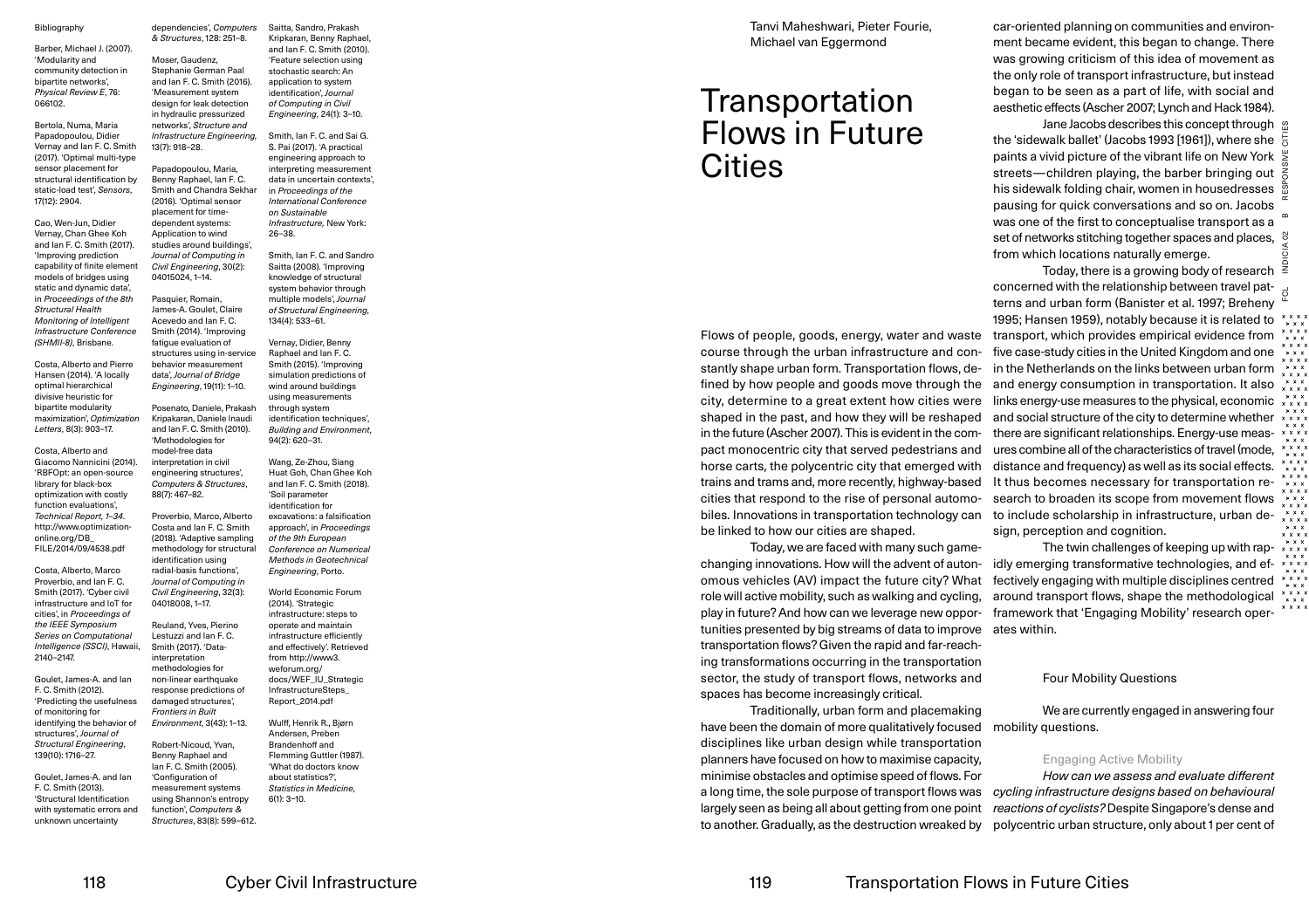## Bibliography

Barber, Michael J. (2007). 'Modularity and community detection in bipartite networks', *Physical Review E*, 76: 066102.

Bertola, Numa, Maria Papadopoulou, Didier Vernay and Ian F. C. Smith (2017). 'Optimal multi-type sensor placement for structural identification by static-load test', *Sensors*, 17(12): 2904.

Cao, Wen-Jun, Didier Vernay, Chan Ghee Koh and Ian F. C. Smith (2017). 'Improving prediction capability of finite element models of bridges using static and dynamic data', in *Proceedings of the 8th Structural Health Monitoring of Intelligent Infrastructure Conference (SHMII-8)*, Brisbane.

Costa, Alberto and Pierre Hansen (2014). 'A locally optimal hierarchical divisive heuristic for bipartite modularity maximization', *Optimization Letters*, 8(3): 903–17.

Costa, Alberto and Giacomo Nannicini (2014). 'RBFOpt: an open-source library for black-box optimization with costly function evaluations', *Technical Report, 1–34*. http://www.optimization-online.org/DB_FILE/2014/09/4538.pdf

Costa, Alberto, Marco Proverbio, and Ian F. C. Smith (2017). 'Cyber civil infrastructure and IoT for cities', in *Proceedings of the IEEE Symposium Series on Computational Intelligence (SSCI)*, Hawaii, 2140–2147.

Goulet, James-A. and Ian F. C. Smith (2012). 'Predicting the usefulness of monitoring for identifying the behavior of structures', *Journal of Structural Engineering*, 139(10): 1716–27.

Goulet, James-A. and Ian F. C. Smith (2013). 'Structural Identification with systematic errors and unknown uncertainty dependencies', *Computers & Structures*, 128: 251–8.

Moser, Gaudenz, Stephanie German Paal and Ian F. C. Smith (2016). 'Measurement system design for leak detection in hydraulic pressurized networks', *Structure and Infrastructure Engineering*, 13(7): 918–28.

Papadopoulou, Maria, Benny Raphael, Ian F. C. Smith and Chandra Sekhar (2016). 'Optimal sensor placement for time-dependent systems: Application to wind studies around buildings', *Journal of Computing in Civil Engineering*, 30(2): 04015024, 1–14.

Pasquier, Romain, James-A. Goulet, Claire Acevedo and Ian F. C. Smith (2014). 'Improving fatigue evaluation of structures using in-service behavior measurement data', *Journal of Bridge Engineering*, 19(11): 1–10.

Posenato, Daniele, Prakash Kripakaran, Daniele Inaudi and Ian F. C. Smith (2010). 'Methodologies for model-free data interpretation in civil engineering structures', *Computers & Structures*, 88(7): 467–82.

Proverbio, Marco, Alberto Costa and Ian F. C. Smith (2018). 'Adaptive sampling methodology for structural identification using radial-basis functions', *Journal of Computing in Civil Engineering*, 32(3): 04018008, 1–17.

Reuland, Yves, Pierino Lestuzzi and Ian F. C. Smith (2017). 'Data-interpretation methodologies for non-linear earthquake response predictions of damaged structures', *Frontiers in Built Environment*, 3(43): 1–13.

Robert-Nicoud, Yvan, Benny Raphael and Ian F. C. Smith (2005). 'Configuration of measurement systems using Shannon's entropy function', *Computers & Structures*, 83(8): 599–612.

Saitta, Sandro, Prakash Kripkaran, Benny Raphael, and Ian F. C. Smith (2010). 'Feature selection using stochastic search: An application to system identification', *Journal of Computing in Civil Engineering*, 24(1): 3–10.

Smith, Ian F. C. and Sai G. S. Pai (2017). 'A practical engineering approach to interpreting measurement data in uncertain contexts', in *Proceedings of the International Conference on Sustainable Infrastructure*, New York: 26–38.

Smith, Ian F. C. and Sandro Saitta (2008). 'Improving knowledge of structural system behavior through multiple models', *Journal of Structural Engineering*, 134(4): 533–61.

Vernay, Didier, Benny Raphael and Ian F. C. Smith (2015). 'Improving simulation predictions of wind around buildings using measurements through system identification techniques', *Building and Environment*, 94(2): 620–31.

Wang, Ze-Zhou, Siang Huat Goh, Chan Ghee Koh and Ian F. C. Smith (2018). 'Soil parameter identification for excavations: a falsification approach', in *Proceedings of the 9th European Conference on Numerical Methods in Geotechnical Engineering*, Porto.

World Economic Forum (2014). 'Strategic infrastructure: steps to operate and maintain infrastructure efficiently and effectively'. Retrieved from http://www3.weforum.org/docs/WEF_IU_Strategic InfrastructureSteps_Report_2014.pdf

Wulff, Henrik R., Bjørn Andersen, Preben Brandenhoff and Flemming Guttler (1987). 'What do doctors know about statistics?', *Statistics in Medicine*, 6(1): 3–10.

Tanvi Maheshwari, Pieter Fourie, Michael van Eggermond

# Transportation Flows in Future Cities

Flows of people, goods, energy, water and waste course through the urban infrastructure and constantly shape urban form. Transportation flows, defined by how people and goods move through the city, determine to a great extent how cities were shaped in the past, and how they will be reshaped in the future (Ascher 2007). This is evident in the compact monocentric city that served pedestrians and horse carts, the polycentric city that emerged with trains and trams and, more recently, highway-based cities that respond to the rise of personal automobiles. Innovations in transportation technology can be linked to how our cities are shaped.

Today, we are faced with many such game-changing innovations. How will the advent of autonomous vehicles (AV) impact the future city? What role will active mobility, such as walking and cycling, play in future? And how can we leverage new opportunities presented by big streams of data to improve transportation flows? Given the rapid and far-reaching transformations occurring in the transportation sector, the study of transport flows, networks and spaces has become increasingly critical.

Traditionally, urban form and placemaking have been the domain of more qualitatively focused disciplines like urban design while transportation planners have focused on how to maximise capacity, minimise obstacles and optimise speed of flows. For a long time, the sole purpose of transport flows was largely seen as being all about getting from one point to another. Gradually, as the destruction wreaked by car-oriented planning on communities and environment became evident, this began to change. There was growing criticism of this idea of movement as the only role of transport infrastructure, but instead began to be seen as a part of life, with social and aesthetic effects (Ascher 2007; Lynch and Hack 1984).

Jane Jacobs describes this concept through the 'sidewalk ballet' (Jacobs 1993 [1961]), where she paints a vivid picture of the vibrant life on New York streets—children playing, the barber bringing out his sidewalk folding chair, women in housedresses pausing for quick conversations and so on. Jacobs was one of the first to conceptualise transport as a set of networks stitching together spaces and places, from which locations naturally emerge.

Today, there is a growing body of research concerned with the relationship between travel patterns and urban form (Banister et al. 1997; Breheny 1995; Hansen 1959), notably because it is related to transport, which provides empirical evidence from five case-study cities in the United Kingdom and one in the Netherlands on the links between urban form and energy consumption in transportation. It also links energy-use measures to the physical, economic and social structure of the city to determine whether there are significant relationships. Energy-use measures combine all of the characteristics of travel (mode, distance and frequency) as well as its social effects. It thus becomes necessary for transportation research to broaden its scope from movement flows to include scholarship in infrastructure, urban design, perception and cognition.

The twin challenges of keeping up with rapidly emerging transformative technologies, and effectively engaging with multiple disciplines centred around transport flows, shape the methodological framework that 'Engaging Mobility' research operates within.

## Four Mobility Questions

We are currently engaged in answering four mobility questions.

### Engaging Active Mobility

*How can we assess and evaluate different cycling infrastructure designs based on behavioural reactions of cyclists?* Despite Singapore's dense and polycentric urban structure, only about 1 per cent of